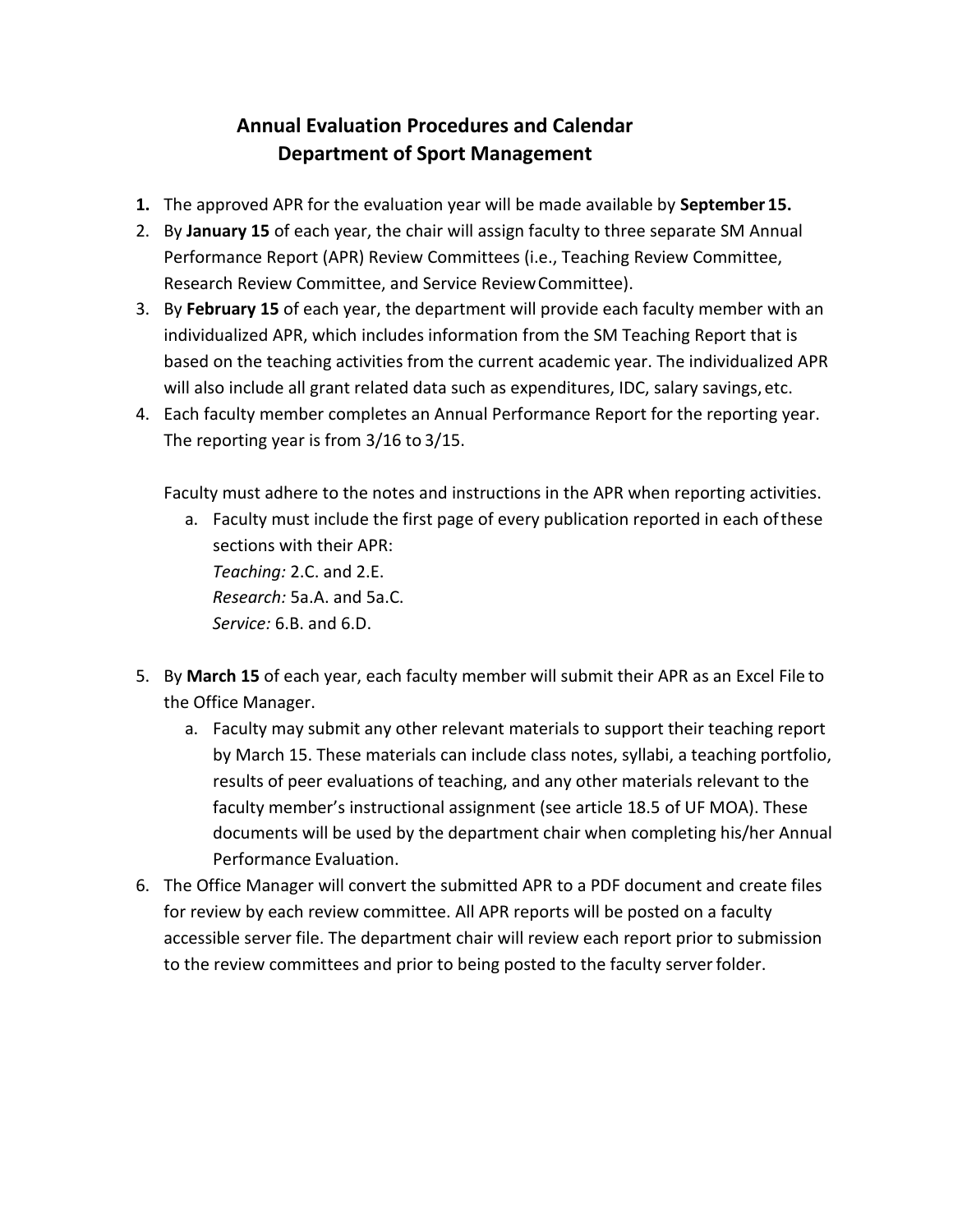# Annual Evaluation Procedures and Calendar
## Department of Sport Management

1. The approved APR for the evaluation year will be made available by **September 15.**
2. By **January 15** of each year, the chair will assign faculty to three separate SM Annual Performance Report (APR) Review Committees (i.e., Teaching Review Committee, Research Review Committee, and Service Review Committee).
3. By **February 15** of each year, the department will provide each faculty member with an individualized APR, which includes information from the SM Teaching Report that is based on the teaching activities from the current academic year. The individualized APR will also include all grant related data such as expenditures, IDC, salary savings, etc.
4. Each faculty member completes an Annual Performance Report for the reporting year. The reporting year is from 3/16 to 3/15.

   Faculty must adhere to the notes and instructions in the APR when reporting activities.

   a. Faculty must include the first page of every publication reported in each of these sections with their APR:
      *Teaching:* 2.C. and 2.E.
      *Research:* 5a.A. and 5a.C.
      *Service:* 6.B. and 6.D.

5. By **March 15** of each year, each faculty member will submit their APR as an Excel File to the Office Manager.
   a. Faculty may submit any other relevant materials to support their teaching report by March 15. These materials can include class notes, syllabi, a teaching portfolio, results of peer evaluations of teaching, and any other materials relevant to the faculty member's instructional assignment (see article 18.5 of UF MOA). These documents will be used by the department chair when completing his/her Annual Performance Evaluation.
6. The Office Manager will convert the submitted APR to a PDF document and create files for review by each review committee. All APR reports will be posted on a faculty accessible server file. The department chair will review each report prior to submission to the review committees and prior to being posted to the faculty server folder.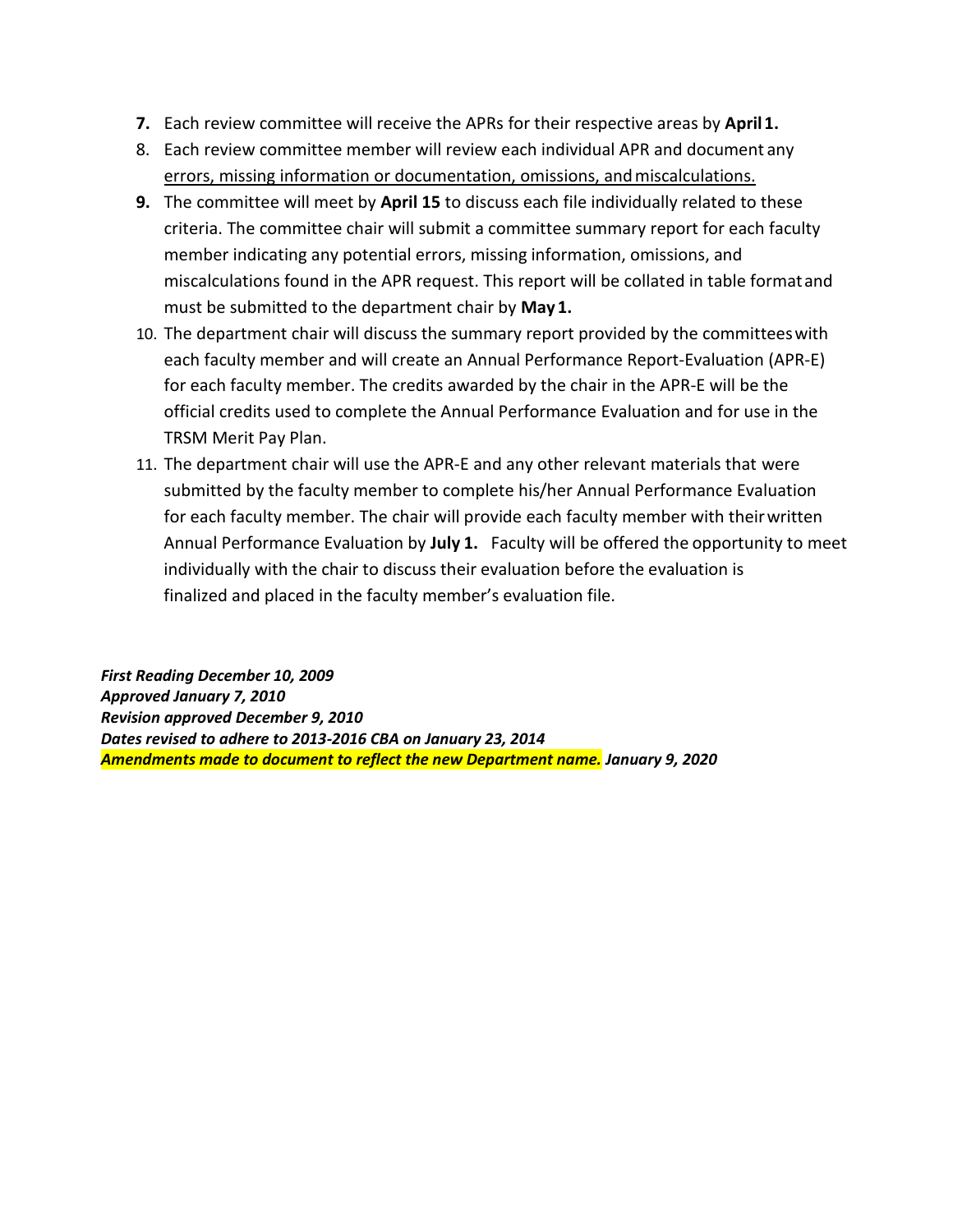7. Each review committee will receive the APRs for their respective areas by **April 1.**
8. Each review committee member will review each individual APR and document any errors, missing information or documentation, omissions, and miscalculations.
9. The committee will meet by **April 15** to discuss each file individually related to these criteria. The committee chair will submit a committee summary report for each faculty member indicating any potential errors, missing information, omissions, and miscalculations found in the APR request. This report will be collated in table format and must be submitted to the department chair by **May 1.**
10. The department chair will discuss the summary report provided by the committees with each faculty member and will create an Annual Performance Report-Evaluation (APR-E) for each faculty member. The credits awarded by the chair in the APR-E will be the official credits used to complete the Annual Performance Evaluation and for use in the TRSM Merit Pay Plan.
11. The department chair will use the APR-E and any other relevant materials that were submitted by the faculty member to complete his/her Annual Performance Evaluation for each faculty member. The chair will provide each faculty member with their written Annual Performance Evaluation by **July 1.** Faculty will be offered the opportunity to meet individually with the chair to discuss their evaluation before the evaluation is finalized and placed in the faculty member's evaluation file.

***First Reading December 10, 2009***
***Approved January 7, 2010***
***Revision approved December 9, 2010***
***Dates revised to adhere to 2013-2016 CBA on January 23, 2014***
***Amendments made to document to reflect the new Department name. January 9, 2020***